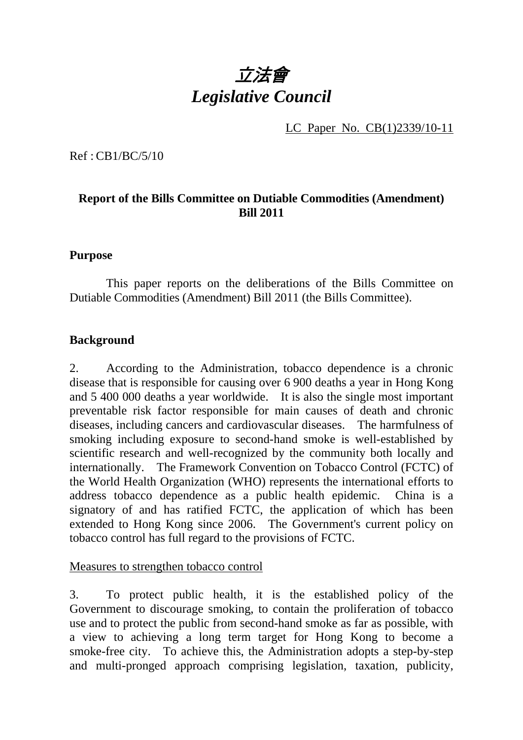# *立法會*
# *Legislative Council*

LC Paper No. CB(1)2339/10-11

Ref : CB1/BC/5/10

**Report of the Bills Committee on Dutiable Commodities (Amendment) Bill 2011**

## Purpose

This paper reports on the deliberations of the Bills Committee on Dutiable Commodities (Amendment) Bill 2011 (the Bills Committee).

## Background

2. According to the Administration, tobacco dependence is a chronic disease that is responsible for causing over 6 900 deaths a year in Hong Kong and 5 400 000 deaths a year worldwide. It is also the single most important preventable risk factor responsible for main causes of death and chronic diseases, including cancers and cardiovascular diseases. The harmfulness of smoking including exposure to second-hand smoke is well-established by scientific research and well-recognized by the community both locally and internationally. The Framework Convention on Tobacco Control (FCTC) of the World Health Organization (WHO) represents the international efforts to address tobacco dependence as a public health epidemic. China is a signatory of and has ratified FCTC, the application of which has been extended to Hong Kong since 2006. The Government's current policy on tobacco control has full regard to the provisions of FCTC.

Measures to strengthen tobacco control

3. To protect public health, it is the established policy of the Government to discourage smoking, to contain the proliferation of tobacco use and to protect the public from second-hand smoke as far as possible, with a view to achieving a long term target for Hong Kong to become a smoke-free city. To achieve this, the Administration adopts a step-by-step and multi-pronged approach comprising legislation, taxation, publicity,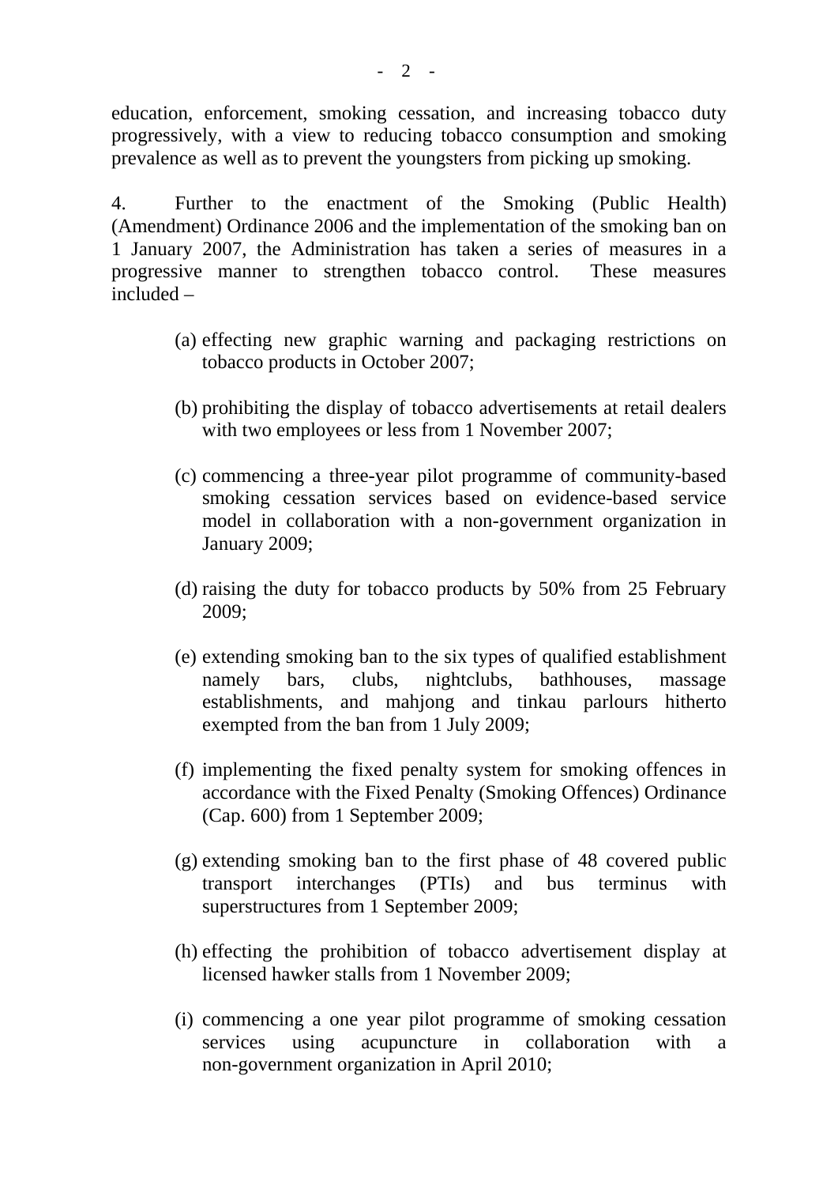education, enforcement, smoking cessation, and increasing tobacco duty progressively, with a view to reducing tobacco consumption and smoking prevalence as well as to prevent the youngsters from picking up smoking.

4. Further to the enactment of the Smoking (Public Health) (Amendment) Ordinance 2006 and the implementation of the smoking ban on 1 January 2007, the Administration has taken a series of measures in a progressive manner to strengthen tobacco control. These measures included –

(a) effecting new graphic warning and packaging restrictions on tobacco products in October 2007;

(b) prohibiting the display of tobacco advertisements at retail dealers with two employees or less from 1 November 2007;

(c) commencing a three-year pilot programme of community-based smoking cessation services based on evidence-based service model in collaboration with a non-government organization in January 2009;

(d) raising the duty for tobacco products by 50% from 25 February 2009;

(e) extending smoking ban to the six types of qualified establishment namely bars, clubs, nightclubs, bathhouses, massage establishments, and mahjong and tinkau parlours hitherto exempted from the ban from 1 July 2009;

(f) implementing the fixed penalty system for smoking offences in accordance with the Fixed Penalty (Smoking Offences) Ordinance (Cap. 600) from 1 September 2009;

(g) extending smoking ban to the first phase of 48 covered public transport interchanges (PTIs) and bus terminus with superstructures from 1 September 2009;

(h) effecting the prohibition of tobacco advertisement display at licensed hawker stalls from 1 November 2009;

(i) commencing a one year pilot programme of smoking cessation services using acupuncture in collaboration with a non-government organization in April 2010;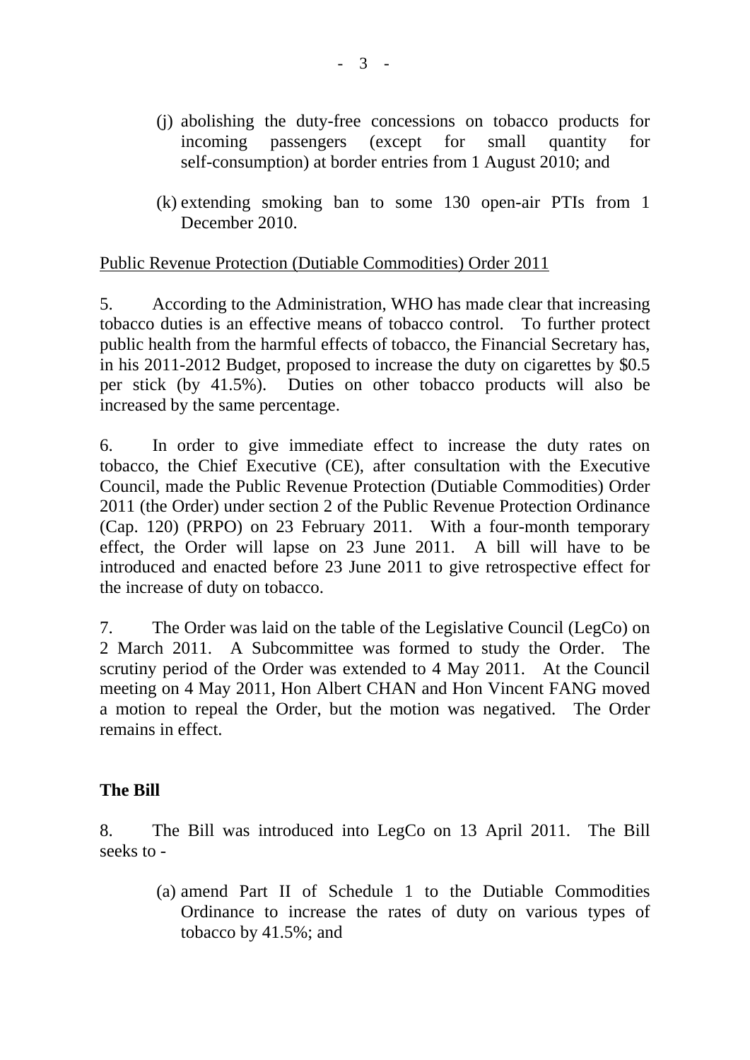(j) abolishing the duty-free concessions on tobacco products for incoming passengers (except for small quantity for self-consumption) at border entries from 1 August 2010; and

(k) extending smoking ban to some 130 open-air PTIs from 1 December 2010.

<u>Public Revenue Protection (Dutiable Commodities) Order 2011</u>

5. According to the Administration, WHO has made clear that increasing tobacco duties is an effective means of tobacco control. To further protect public health from the harmful effects of tobacco, the Financial Secretary has, in his 2011-2012 Budget, proposed to increase the duty on cigarettes by $0.5 per stick (by 41.5%). Duties on other tobacco products will also be increased by the same percentage.

6. In order to give immediate effect to increase the duty rates on tobacco, the Chief Executive (CE), after consultation with the Executive Council, made the Public Revenue Protection (Dutiable Commodities) Order 2011 (the Order) under section 2 of the Public Revenue Protection Ordinance (Cap. 120) (PRPO) on 23 February 2011. With a four-month temporary effect, the Order will lapse on 23 June 2011. A bill will have to be introduced and enacted before 23 June 2011 to give retrospective effect for the increase of duty on tobacco.

7. The Order was laid on the table of the Legislative Council (LegCo) on 2 March 2011. A Subcommittee was formed to study the Order. The scrutiny period of the Order was extended to 4 May 2011. At the Council meeting on 4 May 2011, Hon Albert CHAN and Hon Vincent FANG moved a motion to repeal the Order, but the motion was negatived. The Order remains in effect.

**The Bill**

8. The Bill was introduced into LegCo on 13 April 2011. The Bill seeks to -

(a) amend Part II of Schedule 1 to the Dutiable Commodities Ordinance to increase the rates of duty on various types of tobacco by 41.5%; and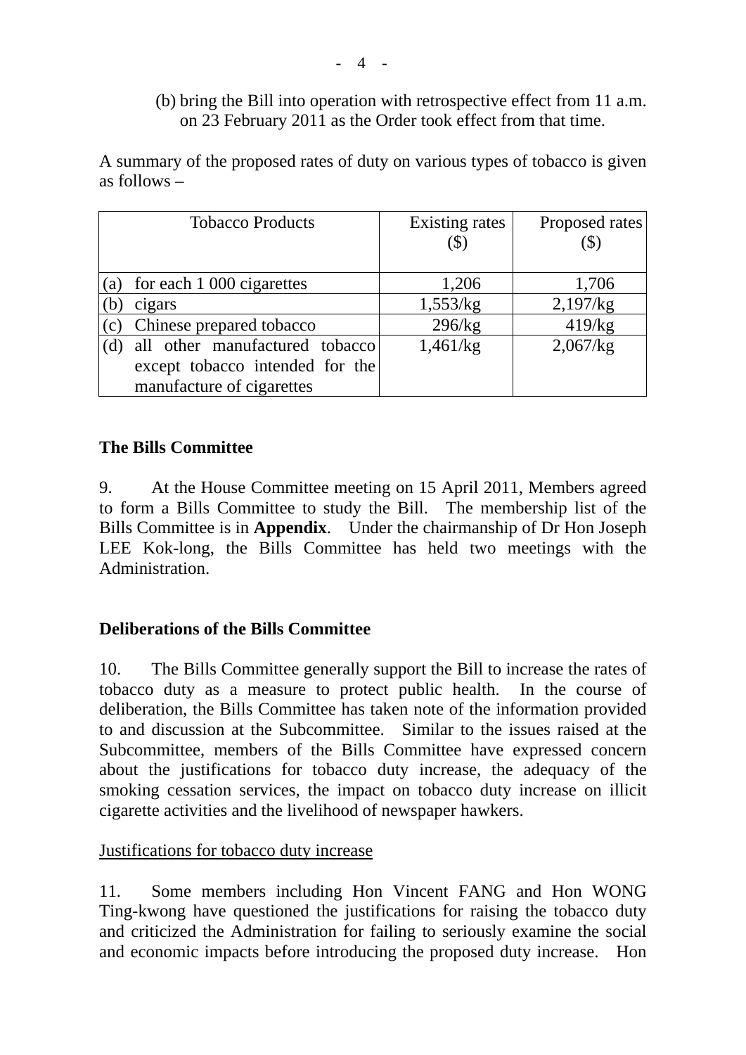(b) bring the Bill into operation with retrospective effect from 11 a.m. on 23 February 2011 as the Order took effect from that time.

A summary of the proposed rates of duty on various types of tobacco is given as follows –

| Tobacco Products | Existing rates ($) | Proposed rates ($) |
|---|---|---|
| (a) for each 1 000 cigarettes | 1,206 | 1,706 |
| (b) cigars | 1,553/kg | 2,197/kg |
| (c) Chinese prepared tobacco | 296/kg | 419/kg |
| (d) all other manufactured tobacco except tobacco intended for the manufacture of cigarettes | 1,461/kg | 2,067/kg |

## The Bills Committee

9. At the House Committee meeting on 15 April 2011, Members agreed to form a Bills Committee to study the Bill. The membership list of the Bills Committee is in **Appendix**. Under the chairmanship of Dr Hon Joseph LEE Kok-long, the Bills Committee has held two meetings with the Administration.

## Deliberations of the Bills Committee

10. The Bills Committee generally support the Bill to increase the rates of tobacco duty as a measure to protect public health. In the course of deliberation, the Bills Committee has taken note of the information provided to and discussion at the Subcommittee. Similar to the issues raised at the Subcommittee, members of the Bills Committee have expressed concern about the justifications for tobacco duty increase, the adequacy of the smoking cessation services, the impact on tobacco duty increase on illicit cigarette activities and the livelihood of newspaper hawkers.

### Justifications for tobacco duty increase

11. Some members including Hon Vincent FANG and Hon WONG Ting-kwong have questioned the justifications for raising the tobacco duty and criticized the Administration for failing to seriously examine the social and economic impacts before introducing the proposed duty increase. Hon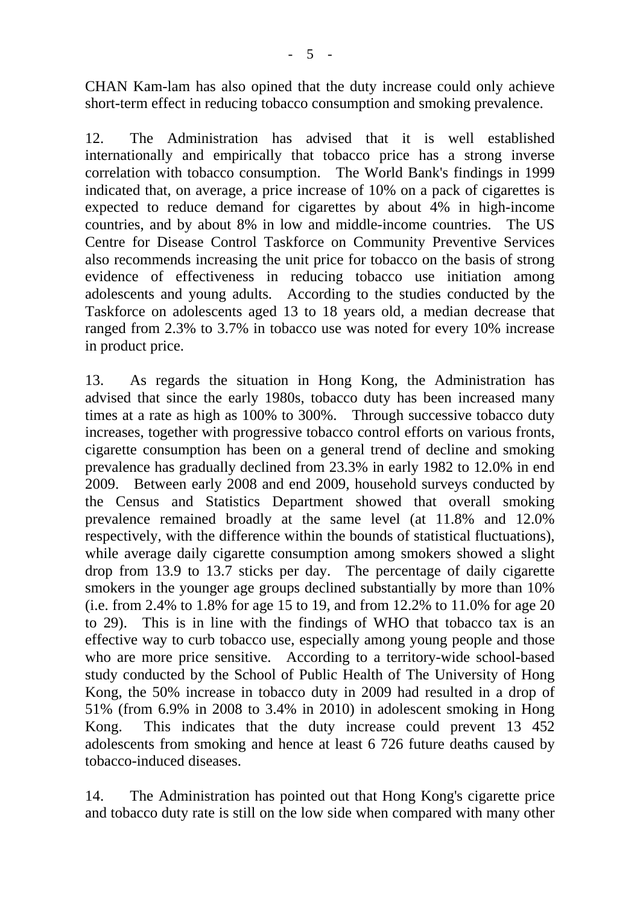CHAN Kam-lam has also opined that the duty increase could only achieve short-term effect in reducing tobacco consumption and smoking prevalence.

12. The Administration has advised that it is well established internationally and empirically that tobacco price has a strong inverse correlation with tobacco consumption. The World Bank's findings in 1999 indicated that, on average, a price increase of 10% on a pack of cigarettes is expected to reduce demand for cigarettes by about 4% in high-income countries, and by about 8% in low and middle-income countries. The US Centre for Disease Control Taskforce on Community Preventive Services also recommends increasing the unit price for tobacco on the basis of strong evidence of effectiveness in reducing tobacco use initiation among adolescents and young adults. According to the studies conducted by the Taskforce on adolescents aged 13 to 18 years old, a median decrease that ranged from 2.3% to 3.7% in tobacco use was noted for every 10% increase in product price.

13. As regards the situation in Hong Kong, the Administration has advised that since the early 1980s, tobacco duty has been increased many times at a rate as high as 100% to 300%. Through successive tobacco duty increases, together with progressive tobacco control efforts on various fronts, cigarette consumption has been on a general trend of decline and smoking prevalence has gradually declined from 23.3% in early 1982 to 12.0% in end 2009. Between early 2008 and end 2009, household surveys conducted by the Census and Statistics Department showed that overall smoking prevalence remained broadly at the same level (at 11.8% and 12.0% respectively, with the difference within the bounds of statistical fluctuations), while average daily cigarette consumption among smokers showed a slight drop from 13.9 to 13.7 sticks per day. The percentage of daily cigarette smokers in the younger age groups declined substantially by more than 10% (i.e. from 2.4% to 1.8% for age 15 to 19, and from 12.2% to 11.0% for age 20 to 29). This is in line with the findings of WHO that tobacco tax is an effective way to curb tobacco use, especially among young people and those who are more price sensitive. According to a territory-wide school-based study conducted by the School of Public Health of The University of Hong Kong, the 50% increase in tobacco duty in 2009 had resulted in a drop of 51% (from 6.9% in 2008 to 3.4% in 2010) in adolescent smoking in Hong Kong. This indicates that the duty increase could prevent 13 452 adolescents from smoking and hence at least 6 726 future deaths caused by tobacco-induced diseases.

14. The Administration has pointed out that Hong Kong's cigarette price and tobacco duty rate is still on the low side when compared with many other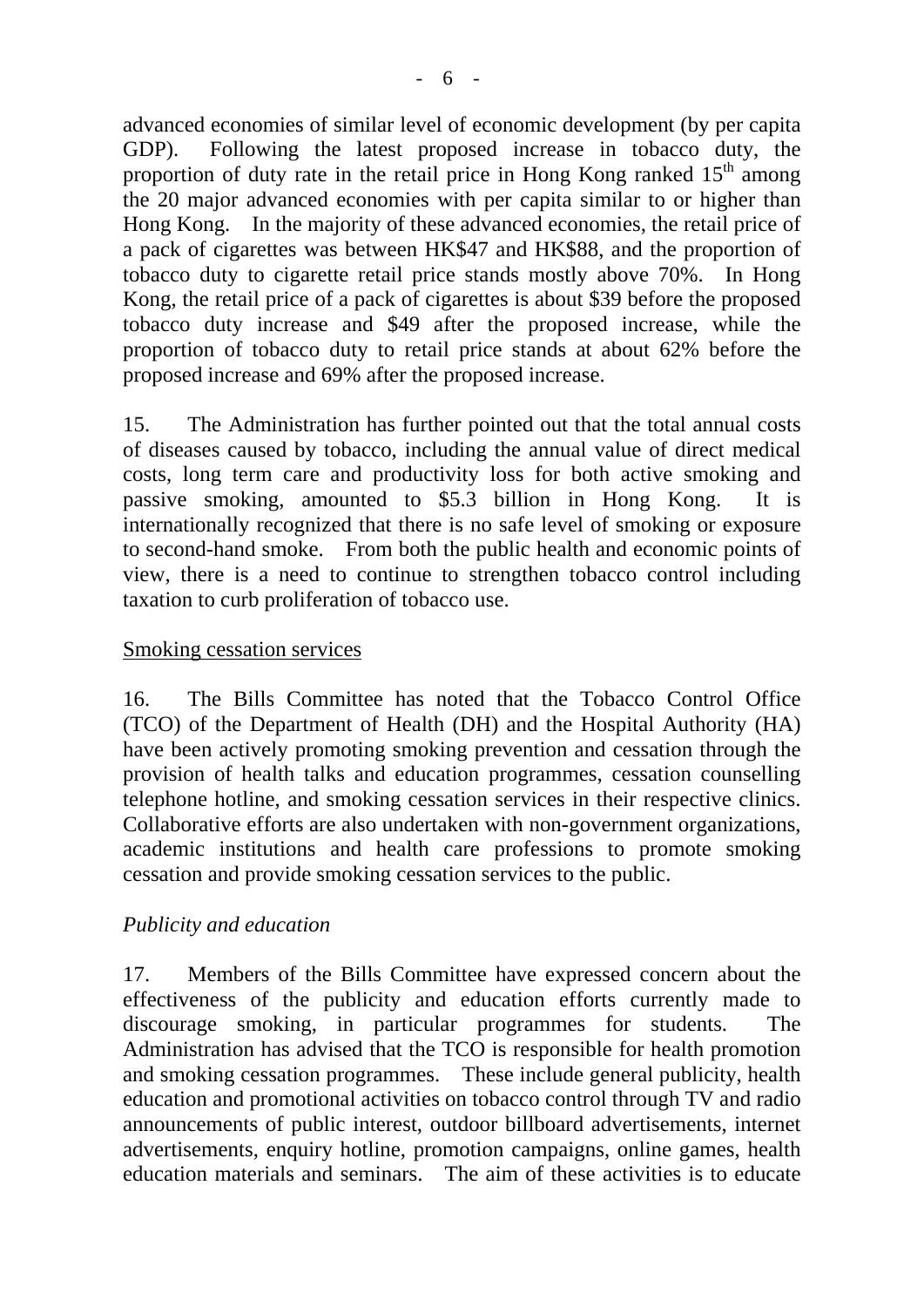advanced economies of similar level of economic development (by per capita GDP). Following the latest proposed increase in tobacco duty, the proportion of duty rate in the retail price in Hong Kong ranked 15th among the 20 major advanced economies with per capita similar to or higher than Hong Kong. In the majority of these advanced economies, the retail price of a pack of cigarettes was between HK$47 and HK$88, and the proportion of tobacco duty to cigarette retail price stands mostly above 70%. In Hong Kong, the retail price of a pack of cigarettes is about $39 before the proposed tobacco duty increase and $49 after the proposed increase, while the proportion of tobacco duty to retail price stands at about 62% before the proposed increase and 69% after the proposed increase.

15. The Administration has further pointed out that the total annual costs of diseases caused by tobacco, including the annual value of direct medical costs, long term care and productivity loss for both active smoking and passive smoking, amounted to $5.3 billion in Hong Kong. It is internationally recognized that there is no safe level of smoking or exposure to second-hand smoke. From both the public health and economic points of view, there is a need to continue to strengthen tobacco control including taxation to curb proliferation of tobacco use.

<u>Smoking cessation services</u>

16. The Bills Committee has noted that the Tobacco Control Office (TCO) of the Department of Health (DH) and the Hospital Authority (HA) have been actively promoting smoking prevention and cessation through the provision of health talks and education programmes, cessation counselling telephone hotline, and smoking cessation services in their respective clinics. Collaborative efforts are also undertaken with non-government organizations, academic institutions and health care professions to promote smoking cessation and provide smoking cessation services to the public.

*Publicity and education*

17. Members of the Bills Committee have expressed concern about the effectiveness of the publicity and education efforts currently made to discourage smoking, in particular programmes for students. The Administration has advised that the TCO is responsible for health promotion and smoking cessation programmes. These include general publicity, health education and promotional activities on tobacco control through TV and radio announcements of public interest, outdoor billboard advertisements, internet advertisements, enquiry hotline, promotion campaigns, online games, health education materials and seminars. The aim of these activities is to educate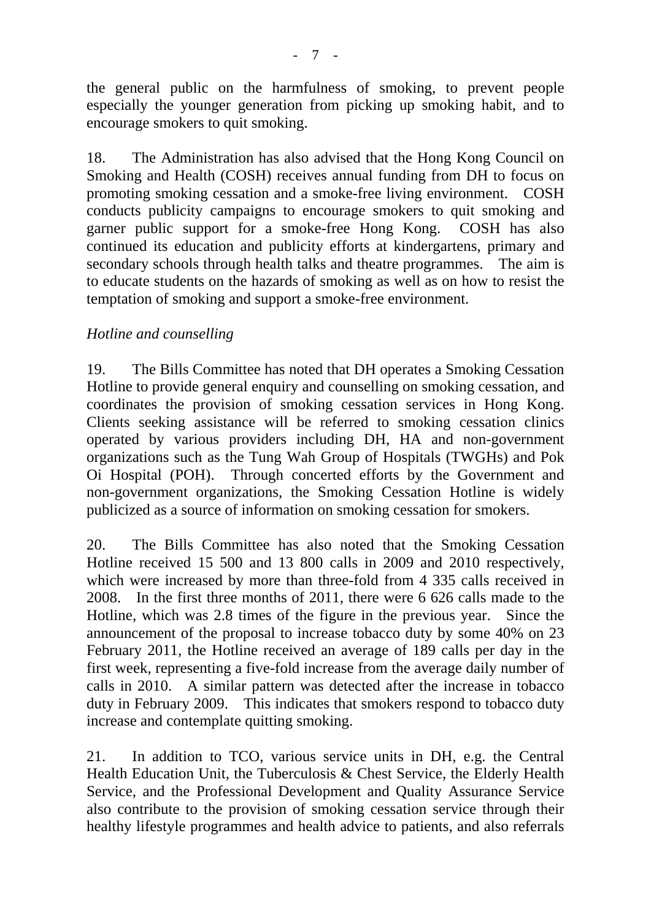the general public on the harmfulness of smoking, to prevent people especially the younger generation from picking up smoking habit, and to encourage smokers to quit smoking.

18. The Administration has also advised that the Hong Kong Council on Smoking and Health (COSH) receives annual funding from DH to focus on promoting smoking cessation and a smoke-free living environment. COSH conducts publicity campaigns to encourage smokers to quit smoking and garner public support for a smoke-free Hong Kong. COSH has also continued its education and publicity efforts at kindergartens, primary and secondary schools through health talks and theatre programmes. The aim is to educate students on the hazards of smoking as well as on how to resist the temptation of smoking and support a smoke-free environment.

*Hotline and counselling*

19. The Bills Committee has noted that DH operates a Smoking Cessation Hotline to provide general enquiry and counselling on smoking cessation, and coordinates the provision of smoking cessation services in Hong Kong. Clients seeking assistance will be referred to smoking cessation clinics operated by various providers including DH, HA and non-government organizations such as the Tung Wah Group of Hospitals (TWGHs) and Pok Oi Hospital (POH). Through concerted efforts by the Government and non-government organizations, the Smoking Cessation Hotline is widely publicized as a source of information on smoking cessation for smokers.

20. The Bills Committee has also noted that the Smoking Cessation Hotline received 15 500 and 13 800 calls in 2009 and 2010 respectively, which were increased by more than three-fold from 4 335 calls received in 2008. In the first three months of 2011, there were 6 626 calls made to the Hotline, which was 2.8 times of the figure in the previous year. Since the announcement of the proposal to increase tobacco duty by some 40% on 23 February 2011, the Hotline received an average of 189 calls per day in the first week, representing a five-fold increase from the average daily number of calls in 2010. A similar pattern was detected after the increase in tobacco duty in February 2009. This indicates that smokers respond to tobacco duty increase and contemplate quitting smoking.

21. In addition to TCO, various service units in DH, e.g. the Central Health Education Unit, the Tuberculosis & Chest Service, the Elderly Health Service, and the Professional Development and Quality Assurance Service also contribute to the provision of smoking cessation service through their healthy lifestyle programmes and health advice to patients, and also referrals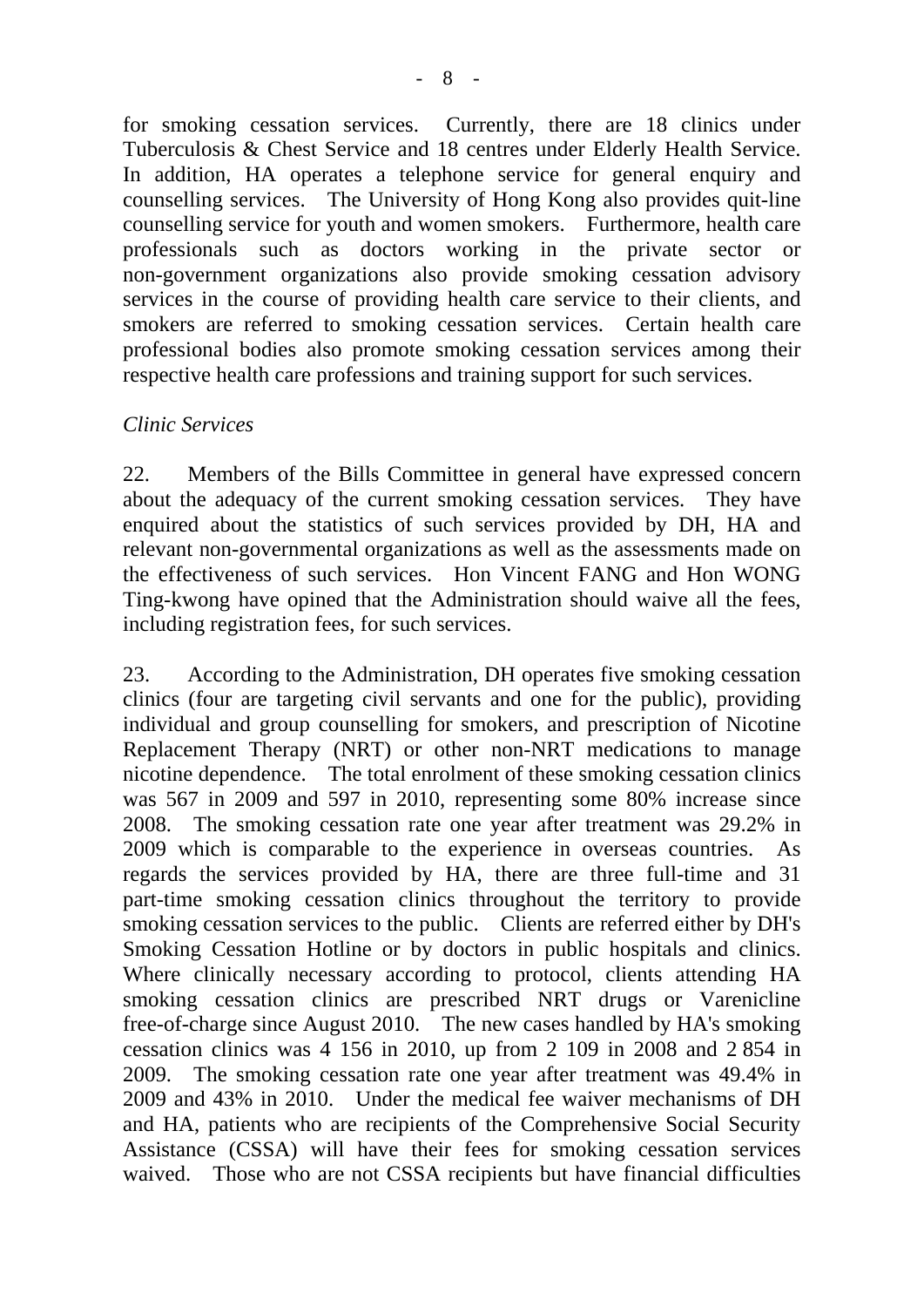for smoking cessation services. Currently, there are 18 clinics under Tuberculosis & Chest Service and 18 centres under Elderly Health Service. In addition, HA operates a telephone service for general enquiry and counselling services. The University of Hong Kong also provides quit-line counselling service for youth and women smokers. Furthermore, health care professionals such as doctors working in the private sector or non-government organizations also provide smoking cessation advisory services in the course of providing health care service to their clients, and smokers are referred to smoking cessation services. Certain health care professional bodies also promote smoking cessation services among their respective health care professions and training support for such services.

*Clinic Services*

22. Members of the Bills Committee in general have expressed concern about the adequacy of the current smoking cessation services. They have enquired about the statistics of such services provided by DH, HA and relevant non-governmental organizations as well as the assessments made on the effectiveness of such services. Hon Vincent FANG and Hon WONG Ting-kwong have opined that the Administration should waive all the fees, including registration fees, for such services.

23. According to the Administration, DH operates five smoking cessation clinics (four are targeting civil servants and one for the public), providing individual and group counselling for smokers, and prescription of Nicotine Replacement Therapy (NRT) or other non-NRT medications to manage nicotine dependence. The total enrolment of these smoking cessation clinics was 567 in 2009 and 597 in 2010, representing some 80% increase since 2008. The smoking cessation rate one year after treatment was 29.2% in 2009 which is comparable to the experience in overseas countries. As regards the services provided by HA, there are three full-time and 31 part-time smoking cessation clinics throughout the territory to provide smoking cessation services to the public. Clients are referred either by DH's Smoking Cessation Hotline or by doctors in public hospitals and clinics. Where clinically necessary according to protocol, clients attending HA smoking cessation clinics are prescribed NRT drugs or Varenicline free-of-charge since August 2010. The new cases handled by HA's smoking cessation clinics was 4 156 in 2010, up from 2 109 in 2008 and 2 854 in 2009. The smoking cessation rate one year after treatment was 49.4% in 2009 and 43% in 2010. Under the medical fee waiver mechanisms of DH and HA, patients who are recipients of the Comprehensive Social Security Assistance (CSSA) will have their fees for smoking cessation services waived. Those who are not CSSA recipients but have financial difficulties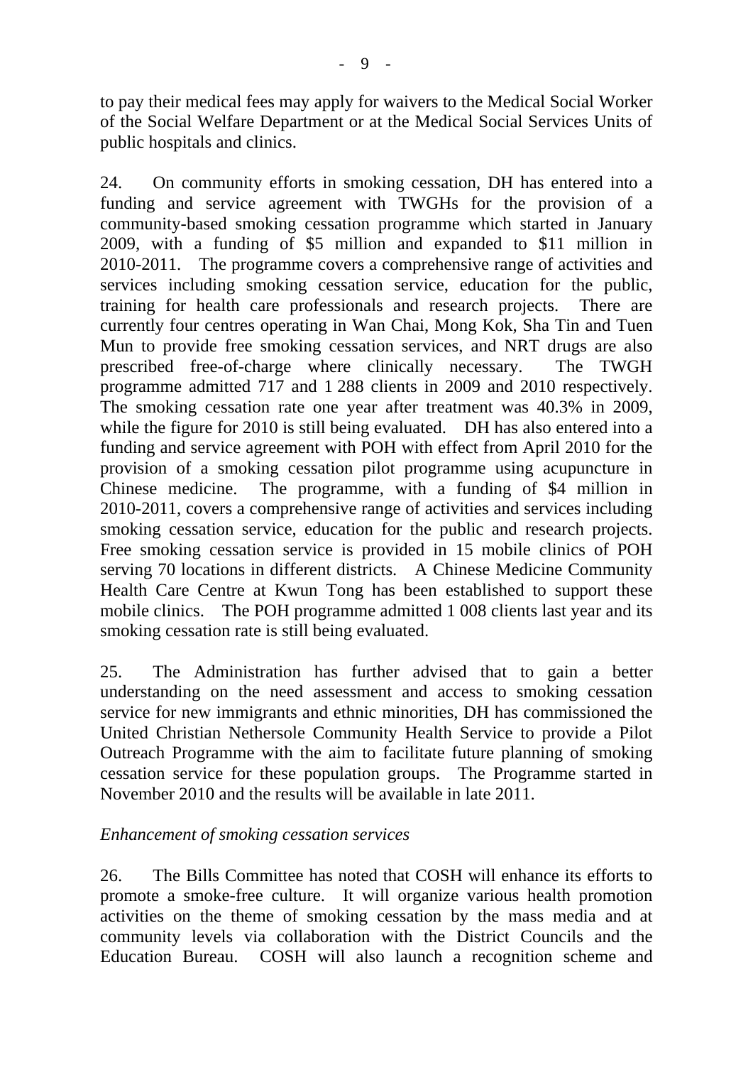to pay their medical fees may apply for waivers to the Medical Social Worker of the Social Welfare Department or at the Medical Social Services Units of public hospitals and clinics.

24. On community efforts in smoking cessation, DH has entered into a funding and service agreement with TWGHs for the provision of a community-based smoking cessation programme which started in January 2009, with a funding of \$5 million and expanded to \$11 million in 2010-2011. The programme covers a comprehensive range of activities and services including smoking cessation service, education for the public, training for health care professionals and research projects. There are currently four centres operating in Wan Chai, Mong Kok, Sha Tin and Tuen Mun to provide free smoking cessation services, and NRT drugs are also prescribed free-of-charge where clinically necessary. The TWGH programme admitted 717 and 1 288 clients in 2009 and 2010 respectively. The smoking cessation rate one year after treatment was 40.3% in 2009, while the figure for 2010 is still being evaluated. DH has also entered into a funding and service agreement with POH with effect from April 2010 for the provision of a smoking cessation pilot programme using acupuncture in Chinese medicine. The programme, with a funding of \$4 million in 2010-2011, covers a comprehensive range of activities and services including smoking cessation service, education for the public and research projects. Free smoking cessation service is provided in 15 mobile clinics of POH serving 70 locations in different districts. A Chinese Medicine Community Health Care Centre at Kwun Tong has been established to support these mobile clinics. The POH programme admitted 1 008 clients last year and its smoking cessation rate is still being evaluated.

25. The Administration has further advised that to gain a better understanding on the need assessment and access to smoking cessation service for new immigrants and ethnic minorities, DH has commissioned the United Christian Nethersole Community Health Service to provide a Pilot Outreach Programme with the aim to facilitate future planning of smoking cessation service for these population groups. The Programme started in November 2010 and the results will be available in late 2011.

*Enhancement of smoking cessation services*

26. The Bills Committee has noted that COSH will enhance its efforts to promote a smoke-free culture. It will organize various health promotion activities on the theme of smoking cessation by the mass media and at community levels via collaboration with the District Councils and the Education Bureau. COSH will also launch a recognition scheme and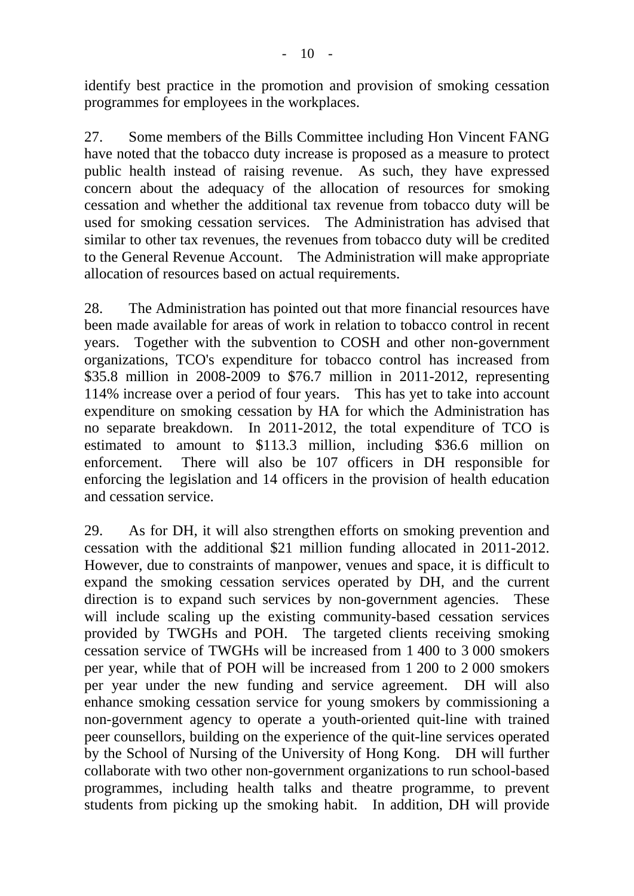identify best practice in the promotion and provision of smoking cessation programmes for employees in the workplaces.

27. Some members of the Bills Committee including Hon Vincent FANG have noted that the tobacco duty increase is proposed as a measure to protect public health instead of raising revenue. As such, they have expressed concern about the adequacy of the allocation of resources for smoking cessation and whether the additional tax revenue from tobacco duty will be used for smoking cessation services. The Administration has advised that similar to other tax revenues, the revenues from tobacco duty will be credited to the General Revenue Account. The Administration will make appropriate allocation of resources based on actual requirements.

28. The Administration has pointed out that more financial resources have been made available for areas of work in relation to tobacco control in recent years. Together with the subvention to COSH and other non-government organizations, TCO's expenditure for tobacco control has increased from $35.8 million in 2008-2009 to $76.7 million in 2011-2012, representing 114% increase over a period of four years. This has yet to take into account expenditure on smoking cessation by HA for which the Administration has no separate breakdown. In 2011-2012, the total expenditure of TCO is estimated to amount to $113.3 million, including $36.6 million on enforcement. There will also be 107 officers in DH responsible for enforcing the legislation and 14 officers in the provision of health education and cessation service.

29. As for DH, it will also strengthen efforts on smoking prevention and cessation with the additional $21 million funding allocated in 2011-2012. However, due to constraints of manpower, venues and space, it is difficult to expand the smoking cessation services operated by DH, and the current direction is to expand such services by non-government agencies. These will include scaling up the existing community-based cessation services provided by TWGHs and POH. The targeted clients receiving smoking cessation service of TWGHs will be increased from 1 400 to 3 000 smokers per year, while that of POH will be increased from 1 200 to 2 000 smokers per year under the new funding and service agreement. DH will also enhance smoking cessation service for young smokers by commissioning a non-government agency to operate a youth-oriented quit-line with trained peer counsellors, building on the experience of the quit-line services operated by the School of Nursing of the University of Hong Kong. DH will further collaborate with two other non-government organizations to run school-based programmes, including health talks and theatre programme, to prevent students from picking up the smoking habit. In addition, DH will provide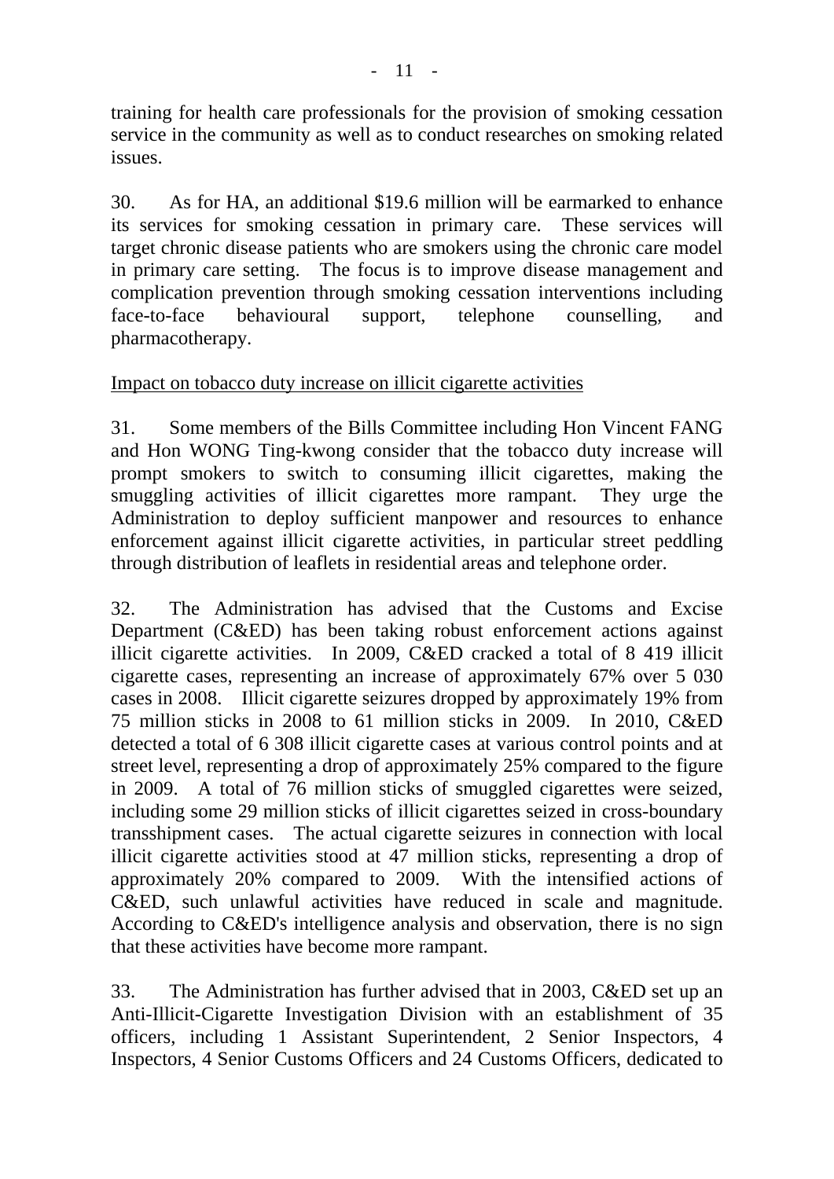training for health care professionals for the provision of smoking cessation service in the community as well as to conduct researches on smoking related issues.

30. As for HA, an additional $19.6 million will be earmarked to enhance its services for smoking cessation in primary care. These services will target chronic disease patients who are smokers using the chronic care model in primary care setting. The focus is to improve disease management and complication prevention through smoking cessation interventions including face-to-face behavioural support, telephone counselling, and pharmacotherapy.

<u>Impact on tobacco duty increase on illicit cigarette activities</u>

31. Some members of the Bills Committee including Hon Vincent FANG and Hon WONG Ting-kwong consider that the tobacco duty increase will prompt smokers to switch to consuming illicit cigarettes, making the smuggling activities of illicit cigarettes more rampant. They urge the Administration to deploy sufficient manpower and resources to enhance enforcement against illicit cigarette activities, in particular street peddling through distribution of leaflets in residential areas and telephone order.

32. The Administration has advised that the Customs and Excise Department (C&ED) has been taking robust enforcement actions against illicit cigarette activities. In 2009, C&ED cracked a total of 8 419 illicit cigarette cases, representing an increase of approximately 67% over 5 030 cases in 2008. Illicit cigarette seizures dropped by approximately 19% from 75 million sticks in 2008 to 61 million sticks in 2009. In 2010, C&ED detected a total of 6 308 illicit cigarette cases at various control points and at street level, representing a drop of approximately 25% compared to the figure in 2009. A total of 76 million sticks of smuggled cigarettes were seized, including some 29 million sticks of illicit cigarettes seized in cross-boundary transshipment cases. The actual cigarette seizures in connection with local illicit cigarette activities stood at 47 million sticks, representing a drop of approximately 20% compared to 2009. With the intensified actions of C&ED, such unlawful activities have reduced in scale and magnitude. According to C&ED's intelligence analysis and observation, there is no sign that these activities have become more rampant.

33. The Administration has further advised that in 2003, C&ED set up an Anti-Illicit-Cigarette Investigation Division with an establishment of 35 officers, including 1 Assistant Superintendent, 2 Senior Inspectors, 4 Inspectors, 4 Senior Customs Officers and 24 Customs Officers, dedicated to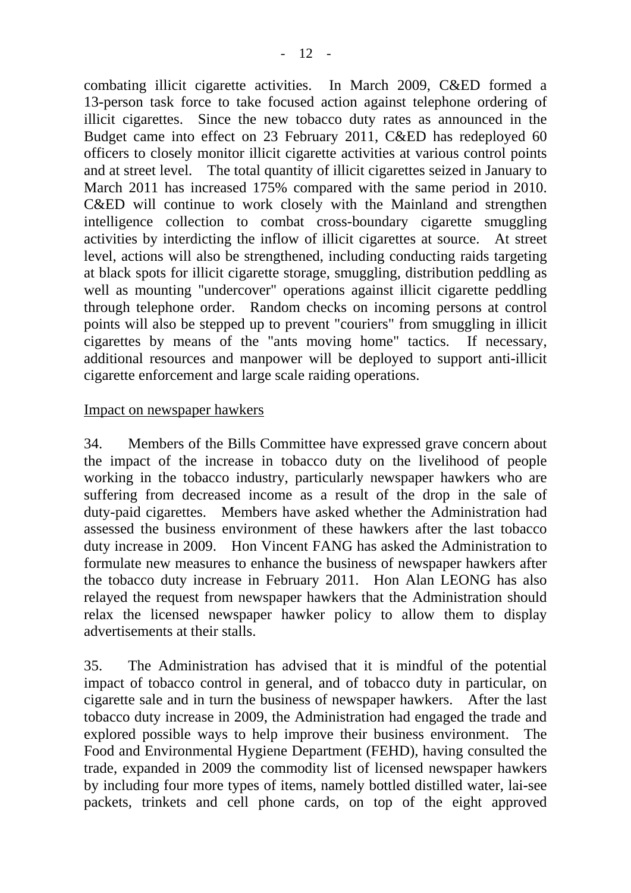combating illicit cigarette activities. In March 2009, C&ED formed a 13-person task force to take focused action against telephone ordering of illicit cigarettes. Since the new tobacco duty rates as announced in the Budget came into effect on 23 February 2011, C&ED has redeployed 60 officers to closely monitor illicit cigarette activities at various control points and at street level. The total quantity of illicit cigarettes seized in January to March 2011 has increased 175% compared with the same period in 2010. C&ED will continue to work closely with the Mainland and strengthen intelligence collection to combat cross-boundary cigarette smuggling activities by interdicting the inflow of illicit cigarettes at source. At street level, actions will also be strengthened, including conducting raids targeting at black spots for illicit cigarette storage, smuggling, distribution peddling as well as mounting "undercover" operations against illicit cigarette peddling through telephone order. Random checks on incoming persons at control points will also be stepped up to prevent "couriers" from smuggling in illicit cigarettes by means of the "ants moving home" tactics. If necessary, additional resources and manpower will be deployed to support anti-illicit cigarette enforcement and large scale raiding operations.

Impact on newspaper hawkers

34. Members of the Bills Committee have expressed grave concern about the impact of the increase in tobacco duty on the livelihood of people working in the tobacco industry, particularly newspaper hawkers who are suffering from decreased income as a result of the drop in the sale of duty-paid cigarettes. Members have asked whether the Administration had assessed the business environment of these hawkers after the last tobacco duty increase in 2009. Hon Vincent FANG has asked the Administration to formulate new measures to enhance the business of newspaper hawkers after the tobacco duty increase in February 2011. Hon Alan LEONG has also relayed the request from newspaper hawkers that the Administration should relax the licensed newspaper hawker policy to allow them to display advertisements at their stalls.

35. The Administration has advised that it is mindful of the potential impact of tobacco control in general, and of tobacco duty in particular, on cigarette sale and in turn the business of newspaper hawkers. After the last tobacco duty increase in 2009, the Administration had engaged the trade and explored possible ways to help improve their business environment. The Food and Environmental Hygiene Department (FEHD), having consulted the trade, expanded in 2009 the commodity list of licensed newspaper hawkers by including four more types of items, namely bottled distilled water, lai-see packets, trinkets and cell phone cards, on top of the eight approved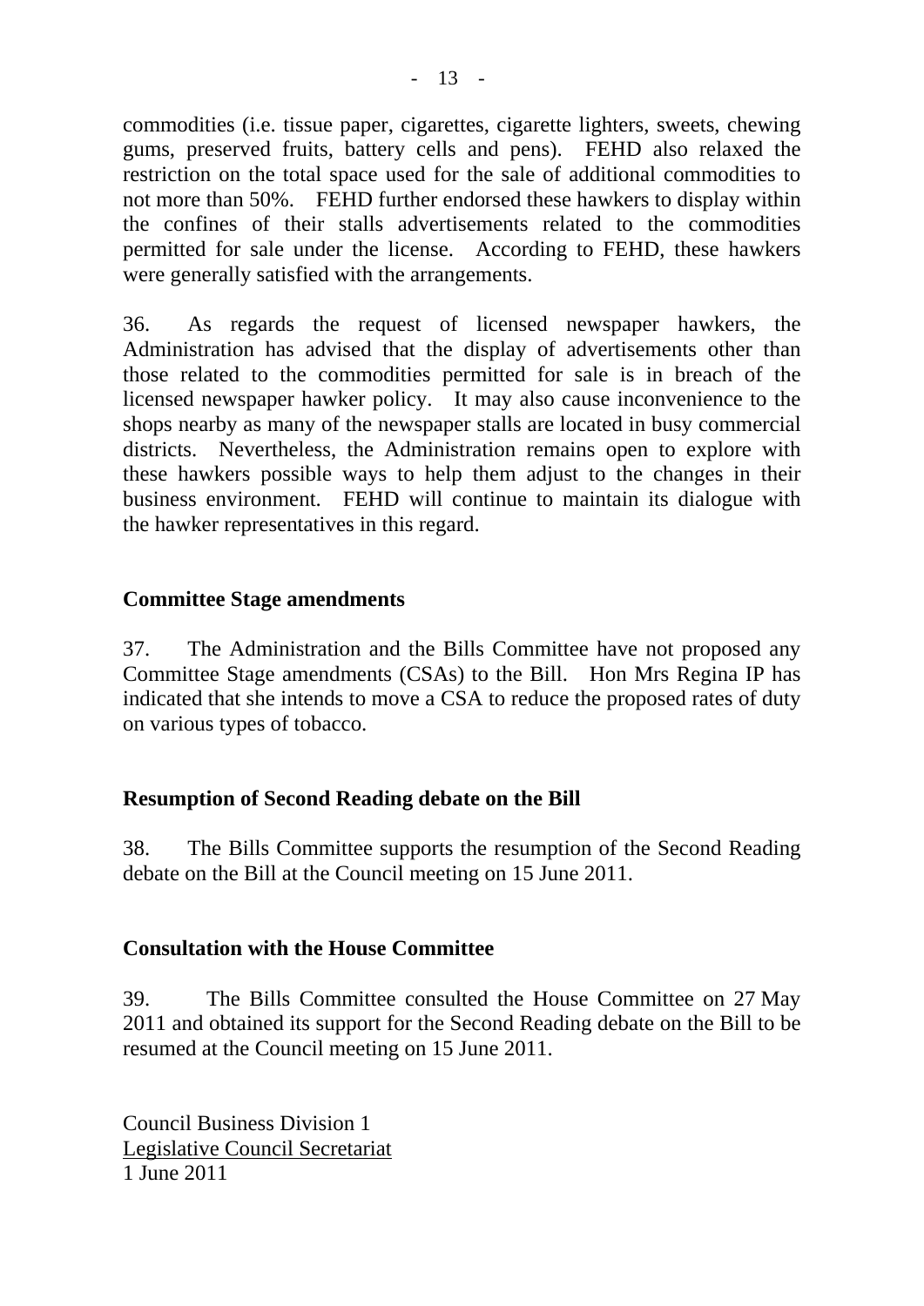commodities (i.e. tissue paper, cigarettes, cigarette lighters, sweets, chewing gums, preserved fruits, battery cells and pens). FEHD also relaxed the restriction on the total space used for the sale of additional commodities to not more than 50%. FEHD further endorsed these hawkers to display within the confines of their stalls advertisements related to the commodities permitted for sale under the license. According to FEHD, these hawkers were generally satisfied with the arrangements.

36. As regards the request of licensed newspaper hawkers, the Administration has advised that the display of advertisements other than those related to the commodities permitted for sale is in breach of the licensed newspaper hawker policy. It may also cause inconvenience to the shops nearby as many of the newspaper stalls are located in busy commercial districts. Nevertheless, the Administration remains open to explore with these hawkers possible ways to help them adjust to the changes in their business environment. FEHD will continue to maintain its dialogue with the hawker representatives in this regard.

## Committee Stage amendments

37. The Administration and the Bills Committee have not proposed any Committee Stage amendments (CSAs) to the Bill. Hon Mrs Regina IP has indicated that she intends to move a CSA to reduce the proposed rates of duty on various types of tobacco.

## Resumption of Second Reading debate on the Bill

38. The Bills Committee supports the resumption of the Second Reading debate on the Bill at the Council meeting on 15 June 2011.

## Consultation with the House Committee

39. The Bills Committee consulted the House Committee on 27 May 2011 and obtained its support for the Second Reading debate on the Bill to be resumed at the Council meeting on 15 June 2011.

Council Business Division 1
Legislative Council Secretariat
1 June 2011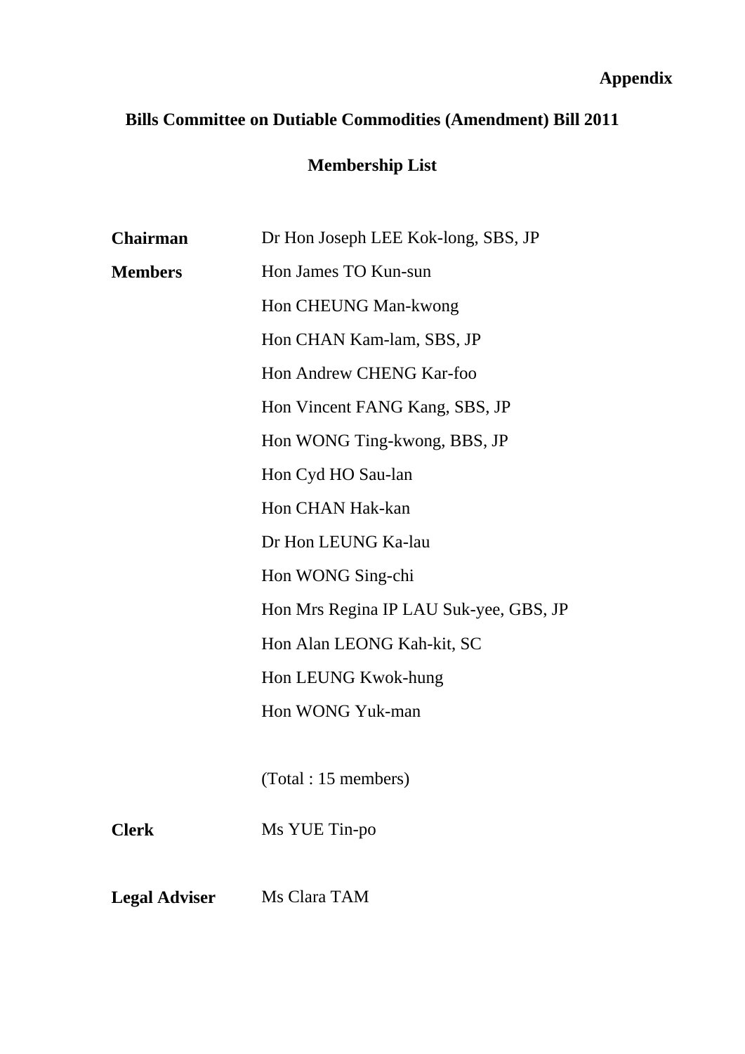**Appendix**

# Bills Committee on Dutiable Commodities (Amendment) Bill 2011

## Membership List

| | |
|---|---|
| **Chairman** | Dr Hon Joseph LEE Kok-long, SBS, JP |
| **Members** | Hon James TO Kun-sun |
| | Hon CHEUNG Man-kwong |
| | Hon CHAN Kam-lam, SBS, JP |
| | Hon Andrew CHENG Kar-foo |
| | Hon Vincent FANG Kang, SBS, JP |
| | Hon WONG Ting-kwong, BBS, JP |
| | Hon Cyd HO Sau-lan |
| | Hon CHAN Hak-kan |
| | Dr Hon LEUNG Ka-lau |
| | Hon WONG Sing-chi |
| | Hon Mrs Regina IP LAU Suk-yee, GBS, JP |
| | Hon Alan LEONG Kah-kit, SC |
| | Hon LEUNG Kwok-hung |
| | Hon WONG Yuk-man |
| | |
| | (Total : 15 members) |
| **Clerk** | Ms YUE Tin-po |
| **Legal Adviser** | Ms Clara TAM |